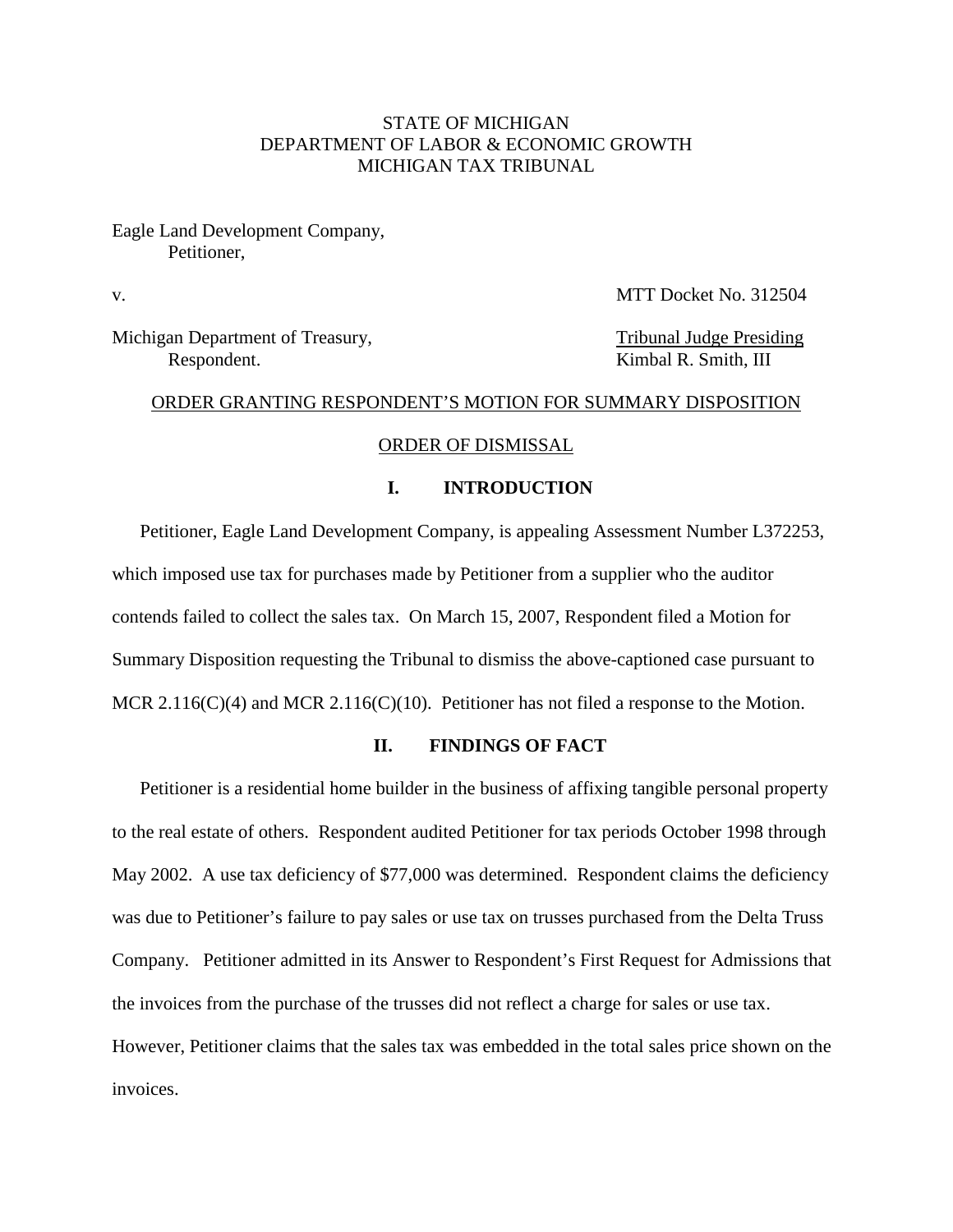STATE OF MICHIGAN
DEPARTMENT OF LABOR & ECONOMIC GROWTH
MICHIGAN TAX TRIBUNAL

Eagle Land Development Company,
Petitioner,

v. MTT Docket No. 312504

Michigan Department of Treasury,
Respondent.

Tribunal Judge Presiding
Kimbal R. Smith, III

ORDER GRANTING RESPONDENT'S MOTION FOR SUMMARY DISPOSITION

ORDER OF DISMISSAL

## I. INTRODUCTION

Petitioner, Eagle Land Development Company, is appealing Assessment Number L372253, which imposed use tax for purchases made by Petitioner from a supplier who the auditor contends failed to collect the sales tax. On March 15, 2007, Respondent filed a Motion for Summary Disposition requesting the Tribunal to dismiss the above-captioned case pursuant to MCR 2.116(C)(4) and MCR 2.116(C)(10). Petitioner has not filed a response to the Motion.

## II. FINDINGS OF FACT

Petitioner is a residential home builder in the business of affixing tangible personal property to the real estate of others. Respondent audited Petitioner for tax periods October 1998 through May 2002. A use tax deficiency of $77,000 was determined. Respondent claims the deficiency was due to Petitioner's failure to pay sales or use tax on trusses purchased from the Delta Truss Company. Petitioner admitted in its Answer to Respondent's First Request for Admissions that the invoices from the purchase of the trusses did not reflect a charge for sales or use tax. However, Petitioner claims that the sales tax was embedded in the total sales price shown on the invoices.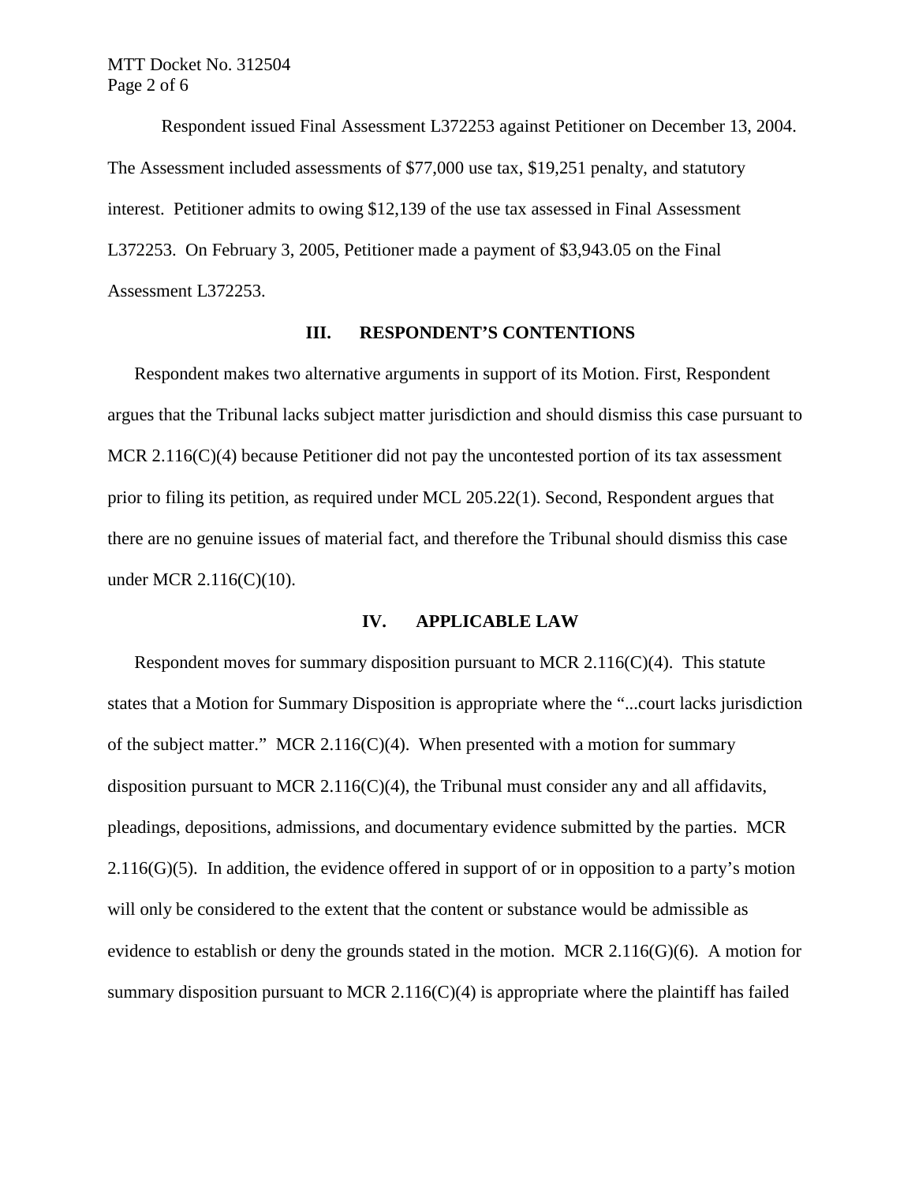Respondent issued Final Assessment L372253 against Petitioner on December 13, 2004. The Assessment included assessments of $77,000 use tax, $19,251 penalty, and statutory interest. Petitioner admits to owing $12,139 of the use tax assessed in Final Assessment L372253. On February 3, 2005, Petitioner made a payment of $3,943.05 on the Final Assessment L372253.

## III. RESPONDENT'S CONTENTIONS

Respondent makes two alternative arguments in support of its Motion. First, Respondent argues that the Tribunal lacks subject matter jurisdiction and should dismiss this case pursuant to MCR 2.116(C)(4) because Petitioner did not pay the uncontested portion of its tax assessment prior to filing its petition, as required under MCL 205.22(1). Second, Respondent argues that there are no genuine issues of material fact, and therefore the Tribunal should dismiss this case under MCR 2.116(C)(10).

## IV. APPLICABLE LAW

Respondent moves for summary disposition pursuant to MCR 2.116(C)(4). This statute states that a Motion for Summary Disposition is appropriate where the "...court lacks jurisdiction of the subject matter." MCR 2.116(C)(4). When presented with a motion for summary disposition pursuant to MCR 2.116(C)(4), the Tribunal must consider any and all affidavits, pleadings, depositions, admissions, and documentary evidence submitted by the parties. MCR 2.116(G)(5). In addition, the evidence offered in support of or in opposition to a party's motion will only be considered to the extent that the content or substance would be admissible as evidence to establish or deny the grounds stated in the motion. MCR 2.116(G)(6). A motion for summary disposition pursuant to MCR 2.116(C)(4) is appropriate where the plaintiff has failed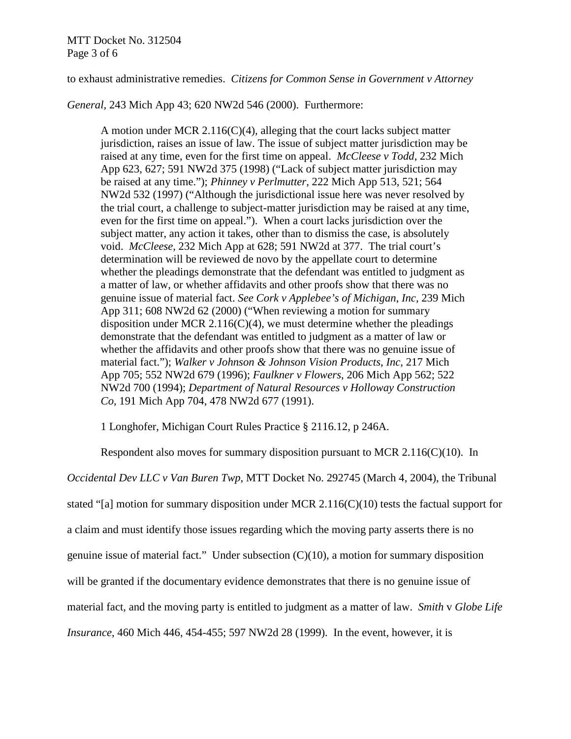to exhaust administrative remedies. *Citizens for Common Sense in Government v Attorney General*, 243 Mich App 43; 620 NW2d 546 (2000). Furthermore:

> A motion under MCR 2.116(C)(4), alleging that the court lacks subject matter jurisdiction, raises an issue of law. The issue of subject matter jurisdiction may be raised at any time, even for the first time on appeal. *McCleese v Todd*, 232 Mich App 623, 627; 591 NW2d 375 (1998) ("Lack of subject matter jurisdiction may be raised at any time."); *Phinney v Perlmutter*, 222 Mich App 513, 521; 564 NW2d 532 (1997) ("Although the jurisdictional issue here was never resolved by the trial court, a challenge to subject-matter jurisdiction may be raised at any time, even for the first time on appeal."). When a court lacks jurisdiction over the subject matter, any action it takes, other than to dismiss the case, is absolutely void. *McCleese*, 232 Mich App at 628; 591 NW2d at 377. The trial court's determination will be reviewed de novo by the appellate court to determine whether the pleadings demonstrate that the defendant was entitled to judgment as a matter of law, or whether affidavits and other proofs show that there was no genuine issue of material fact. *See Cork v Applebee's of Michigan, Inc*, 239 Mich App 311; 608 NW2d 62 (2000) ("When reviewing a motion for summary disposition under MCR 2.116(C)(4), we must determine whether the pleadings demonstrate that the defendant was entitled to judgment as a matter of law or whether the affidavits and other proofs show that there was no genuine issue of material fact."); *Walker v Johnson & Johnson Vision Products, Inc*, 217 Mich App 705; 552 NW2d 679 (1996); *Faulkner v Flowers*, 206 Mich App 562; 522 NW2d 700 (1994); *Department of Natural Resources v Holloway Construction Co*, 191 Mich App 704, 478 NW2d 677 (1991).
>
> 1 Longhofer, Michigan Court Rules Practice § 2116.12, p 246A.

Respondent also moves for summary disposition pursuant to MCR 2.116(C)(10). In *Occidental Dev LLC v Van Buren Twp*, MTT Docket No. 292745 (March 4, 2004), the Tribunal stated "[a] motion for summary disposition under MCR 2.116(C)(10) tests the factual support for a claim and must identify those issues regarding which the moving party asserts there is no genuine issue of material fact." Under subsection (C)(10), a motion for summary disposition will be granted if the documentary evidence demonstrates that there is no genuine issue of material fact, and the moving party is entitled to judgment as a matter of law. *Smith* v *Globe Life Insurance*, 460 Mich 446, 454-455; 597 NW2d 28 (1999). In the event, however, it is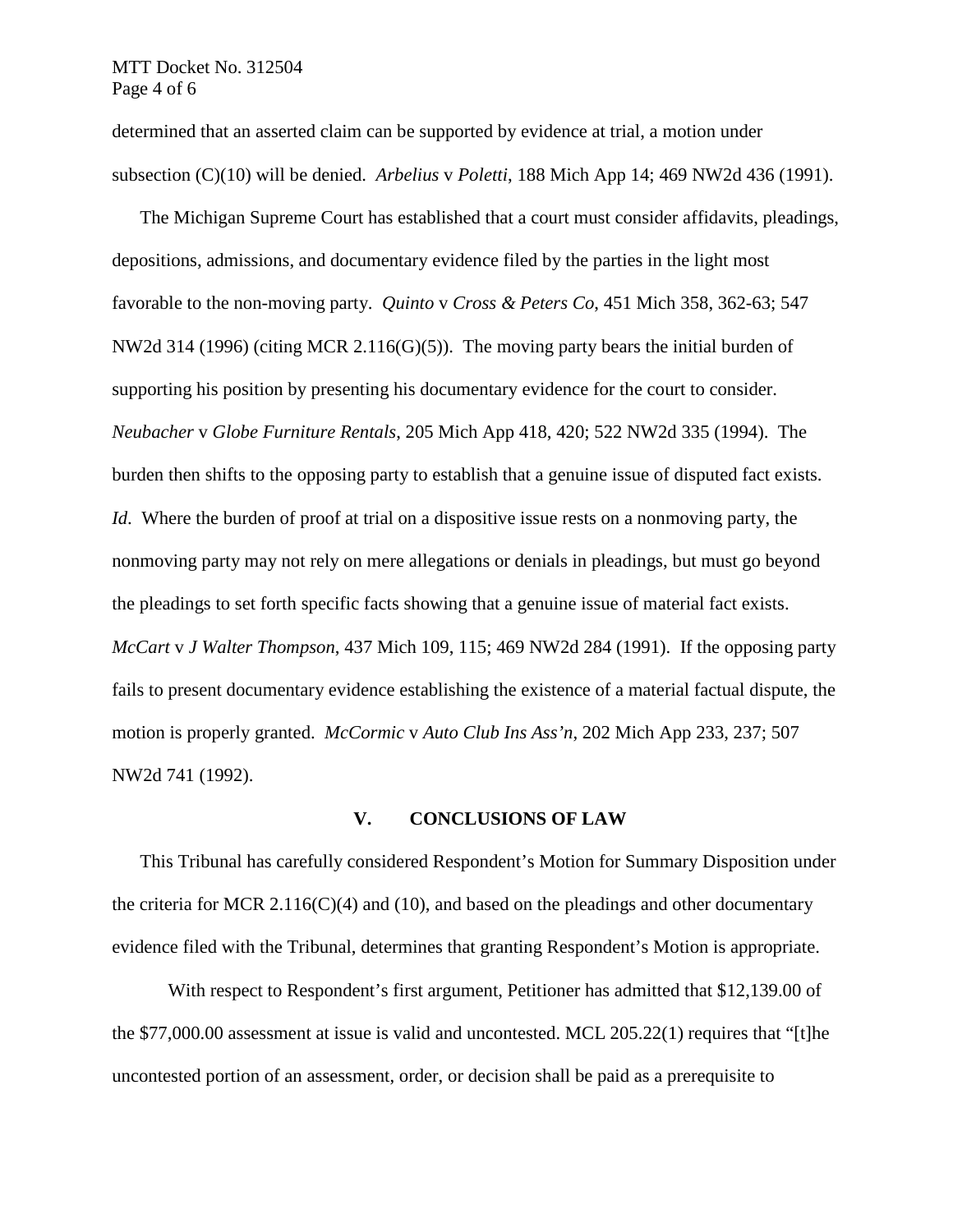determined that an asserted claim can be supported by evidence at trial, a motion under subsection (C)(10) will be denied. *Arbelius* v *Poletti*, 188 Mich App 14; 469 NW2d 436 (1991).

The Michigan Supreme Court has established that a court must consider affidavits, pleadings, depositions, admissions, and documentary evidence filed by the parties in the light most favorable to the non-moving party. *Quinto* v *Cross & Peters Co*, 451 Mich 358, 362-63; 547 NW2d 314 (1996) (citing MCR 2.116(G)(5)). The moving party bears the initial burden of supporting his position by presenting his documentary evidence for the court to consider. *Neubacher* v *Globe Furniture Rentals*, 205 Mich App 418, 420; 522 NW2d 335 (1994). The burden then shifts to the opposing party to establish that a genuine issue of disputed fact exists. *Id*. Where the burden of proof at trial on a dispositive issue rests on a nonmoving party, the nonmoving party may not rely on mere allegations or denials in pleadings, but must go beyond the pleadings to set forth specific facts showing that a genuine issue of material fact exists. *McCart* v *J Walter Thompson*, 437 Mich 109, 115; 469 NW2d 284 (1991). If the opposing party fails to present documentary evidence establishing the existence of a material factual dispute, the motion is properly granted. *McCormic* v *Auto Club Ins Ass'n*, 202 Mich App 233, 237; 507 NW2d 741 (1992).

## V. CONCLUSIONS OF LAW

This Tribunal has carefully considered Respondent's Motion for Summary Disposition under the criteria for MCR 2.116(C)(4) and (10), and based on the pleadings and other documentary evidence filed with the Tribunal, determines that granting Respondent's Motion is appropriate.

With respect to Respondent's first argument, Petitioner has admitted that $12,139.00 of the $77,000.00 assessment at issue is valid and uncontested. MCL 205.22(1) requires that "[t]he uncontested portion of an assessment, order, or decision shall be paid as a prerequisite to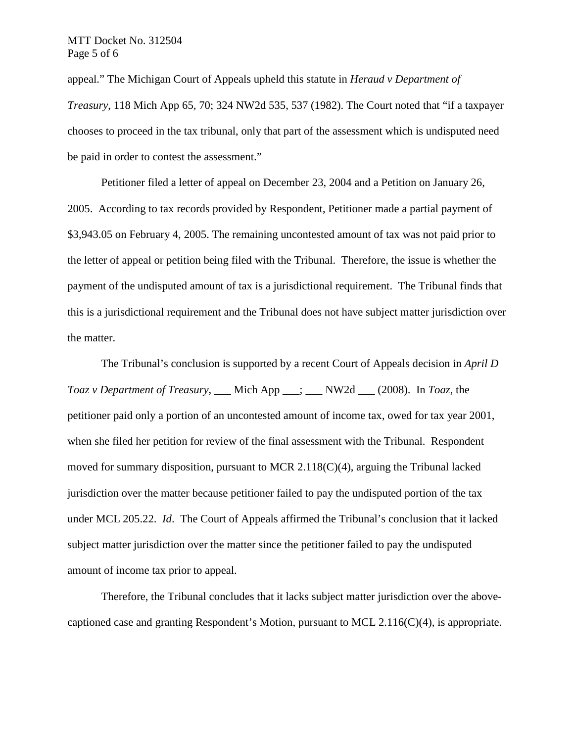appeal." The Michigan Court of Appeals upheld this statute in *Heraud v Department of Treasury*, 118 Mich App 65, 70; 324 NW2d 535, 537 (1982). The Court noted that "if a taxpayer chooses to proceed in the tax tribunal, only that part of the assessment which is undisputed need be paid in order to contest the assessment."

Petitioner filed a letter of appeal on December 23, 2004 and a Petition on January 26, 2005. According to tax records provided by Respondent, Petitioner made a partial payment of $3,943.05 on February 4, 2005. The remaining uncontested amount of tax was not paid prior to the letter of appeal or petition being filed with the Tribunal. Therefore, the issue is whether the payment of the undisputed amount of tax is a jurisdictional requirement. The Tribunal finds that this is a jurisdictional requirement and the Tribunal does not have subject matter jurisdiction over the matter.

The Tribunal's conclusion is supported by a recent Court of Appeals decision in *April D Toaz v Department of Treasury*, ___ Mich App ___; ___ NW2d ___ (2008). In *Toaz*, the petitioner paid only a portion of an uncontested amount of income tax, owed for tax year 2001, when she filed her petition for review of the final assessment with the Tribunal. Respondent moved for summary disposition, pursuant to MCR 2.118(C)(4), arguing the Tribunal lacked jurisdiction over the matter because petitioner failed to pay the undisputed portion of the tax under MCL 205.22. *Id*. The Court of Appeals affirmed the Tribunal's conclusion that it lacked subject matter jurisdiction over the matter since the petitioner failed to pay the undisputed amount of income tax prior to appeal.

Therefore, the Tribunal concludes that it lacks subject matter jurisdiction over the above-captioned case and granting Respondent's Motion, pursuant to MCL 2.116(C)(4), is appropriate.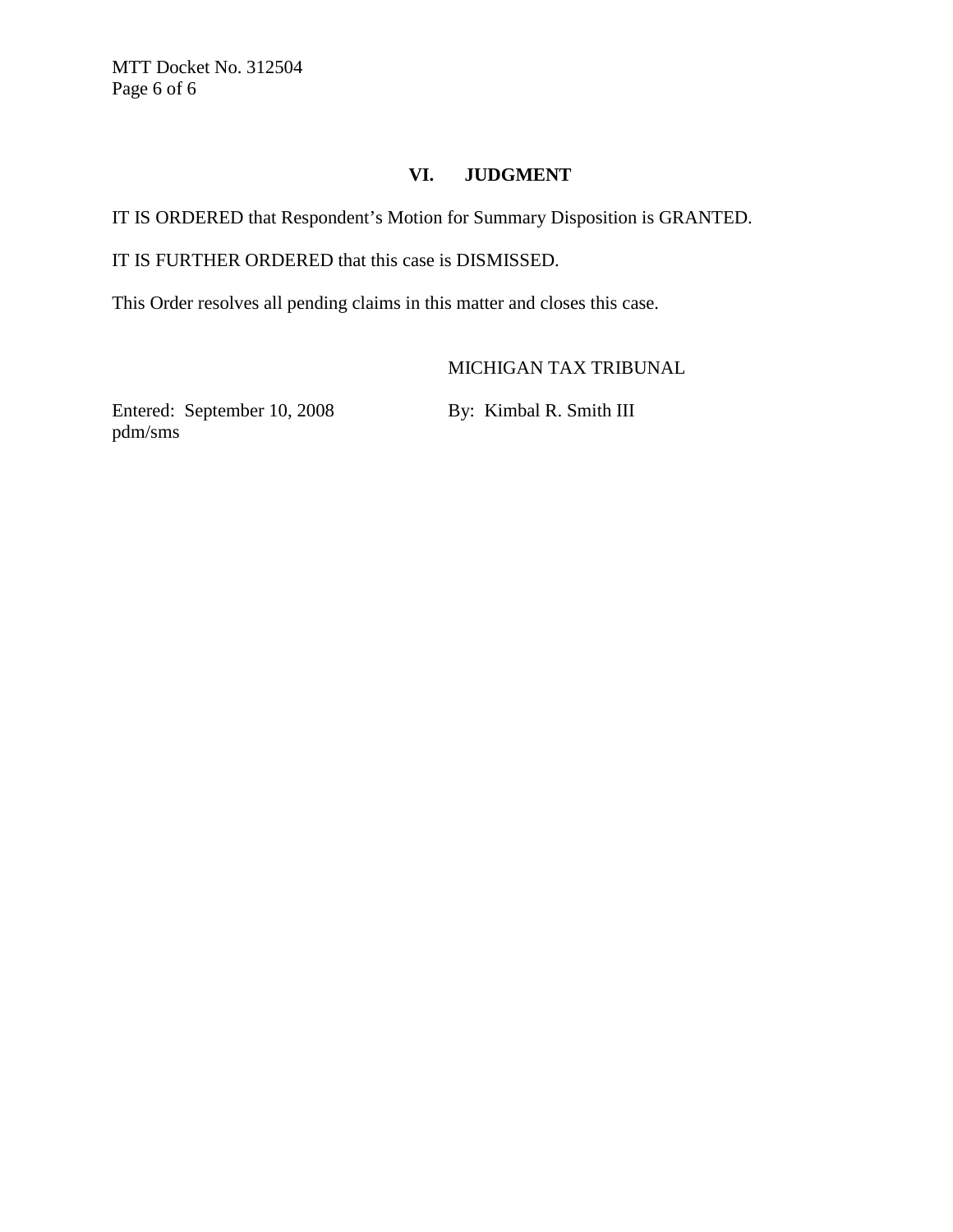## VI. JUDGMENT

IT IS ORDERED that Respondent's Motion for Summary Disposition is GRANTED.

IT IS FURTHER ORDERED that this case is DISMISSED.

This Order resolves all pending claims in this matter and closes this case.

MICHIGAN TAX TRIBUNAL

Entered: September 10, 2008
pdm/sms

By: Kimbal R. Smith III